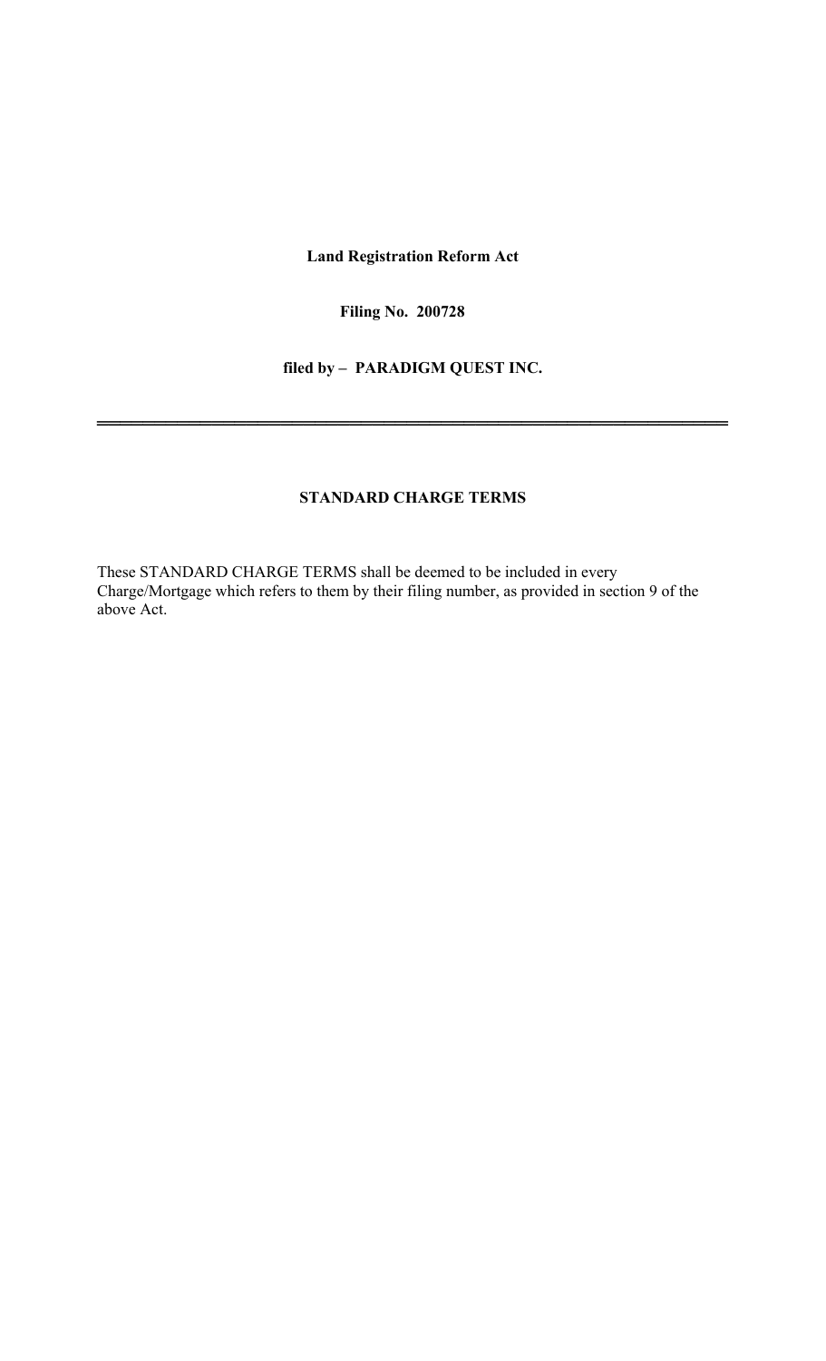**Land Registration Reform Act**

**Filing No. 200728**

**filed by – PARADIGM QUEST INC.**

---

## STANDARD CHARGE TERMS

These STANDARD CHARGE TERMS shall be deemed to be included in every Charge/Mortgage which refers to them by their filing number, as provided in section 9 of the above Act.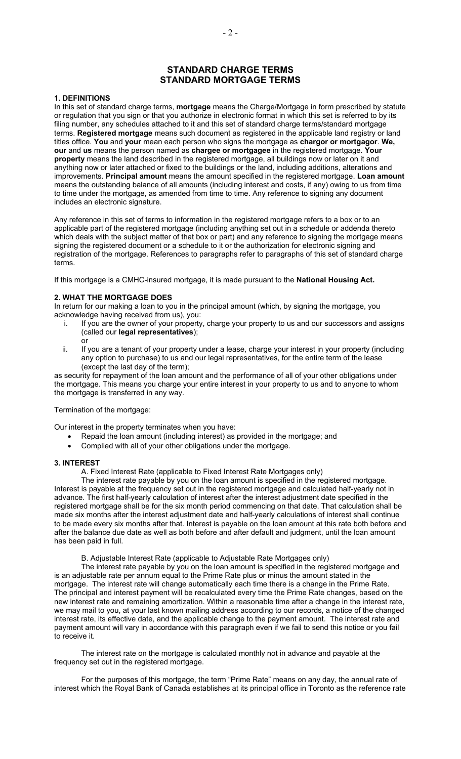# STANDARD CHARGE TERMS
# STANDARD MORTGAGE TERMS

## 1. DEFINITIONS

In this set of standard charge terms, **mortgage** means the Charge/Mortgage in form prescribed by statute or regulation that you sign or that you authorize in electronic format in which this set is referred to by its filing number, any schedules attached to it and this set of standard charge terms/standard mortgage terms. **Registered mortgage** means such document as registered in the applicable land registry or land titles office. **You** and **your** mean each person who signs the mortgage as **chargor or mortgagor**. **We, our** and **us** means the person named as **chargee or mortgagee** in the registered mortgage. **Your property** means the land described in the registered mortgage, all buildings now or later on it and anything now or later attached or fixed to the buildings or the land, including additions, alterations and improvements. **Principal amount** means the amount specified in the registered mortgage. **Loan amount** means the outstanding balance of all amounts (including interest and costs, if any) owing to us from time to time under the mortgage, as amended from time to time. Any reference to signing any document includes an electronic signature.

Any reference in this set of terms to information in the registered mortgage refers to a box or to an applicable part of the registered mortgage (including anything set out in a schedule or addenda thereto which deals with the subject matter of that box or part) and any reference to signing the mortgage means signing the registered document or a schedule to it or the authorization for electronic signing and registration of the mortgage. References to paragraphs refer to paragraphs of this set of standard charge terms.

If this mortgage is a CMHC-insured mortgage, it is made pursuant to the **National Housing Act.**

## 2. WHAT THE MORTGAGE DOES

In return for our making a loan to you in the principal amount (which, by signing the mortgage, you acknowledge having received from us), you:

i. If you are the owner of your property, charge your property to us and our successors and assigns (called our **legal representatives**);

   or

ii. If you are a tenant of your property under a lease, charge your interest in your property (including any option to purchase) to us and our legal representatives, for the entire term of the lease (except the last day of the term);

as security for repayment of the loan amount and the performance of all of your other obligations under the mortgage. This means you charge your entire interest in your property to us and to anyone to whom the mortgage is transferred in any way.

Termination of the mortgage:

Our interest in the property terminates when you have:

- Repaid the loan amount (including interest) as provided in the mortgage; and
- Complied with all of your other obligations under the mortgage.

## 3. INTEREST

A. Fixed Interest Rate (applicable to Fixed Interest Rate Mortgages only)

The interest rate payable by you on the loan amount is specified in the registered mortgage. Interest is payable at the frequency set out in the registered mortgage and calculated half-yearly not in advance. The first half-yearly calculation of interest after the interest adjustment date specified in the registered mortgage shall be for the six month period commencing on that date. That calculation shall be made six months after the interest adjustment date and half-yearly calculations of interest shall continue to be made every six months after that. Interest is payable on the loan amount at this rate both before and after the balance due date as well as both before and after default and judgment, until the loan amount has been paid in full.

B. Adjustable Interest Rate (applicable to Adjustable Rate Mortgages only)

The interest rate payable by you on the loan amount is specified in the registered mortgage and is an adjustable rate per annum equal to the Prime Rate plus or minus the amount stated in the mortgage. The interest rate will change automatically each time there is a change in the Prime Rate. The principal and interest payment will be recalculated every time the Prime Rate changes, based on the new interest rate and remaining amortization. Within a reasonable time after a change in the interest rate, we may mail to you, at your last known mailing address according to our records, a notice of the changed interest rate, its effective date, and the applicable change to the payment amount. The interest rate and payment amount will vary in accordance with this paragraph even if we fail to send this notice or you fail to receive it.

The interest rate on the mortgage is calculated monthly not in advance and payable at the frequency set out in the registered mortgage.

For the purposes of this mortgage, the term "Prime Rate" means on any day, the annual rate of interest which the Royal Bank of Canada establishes at its principal office in Toronto as the reference rate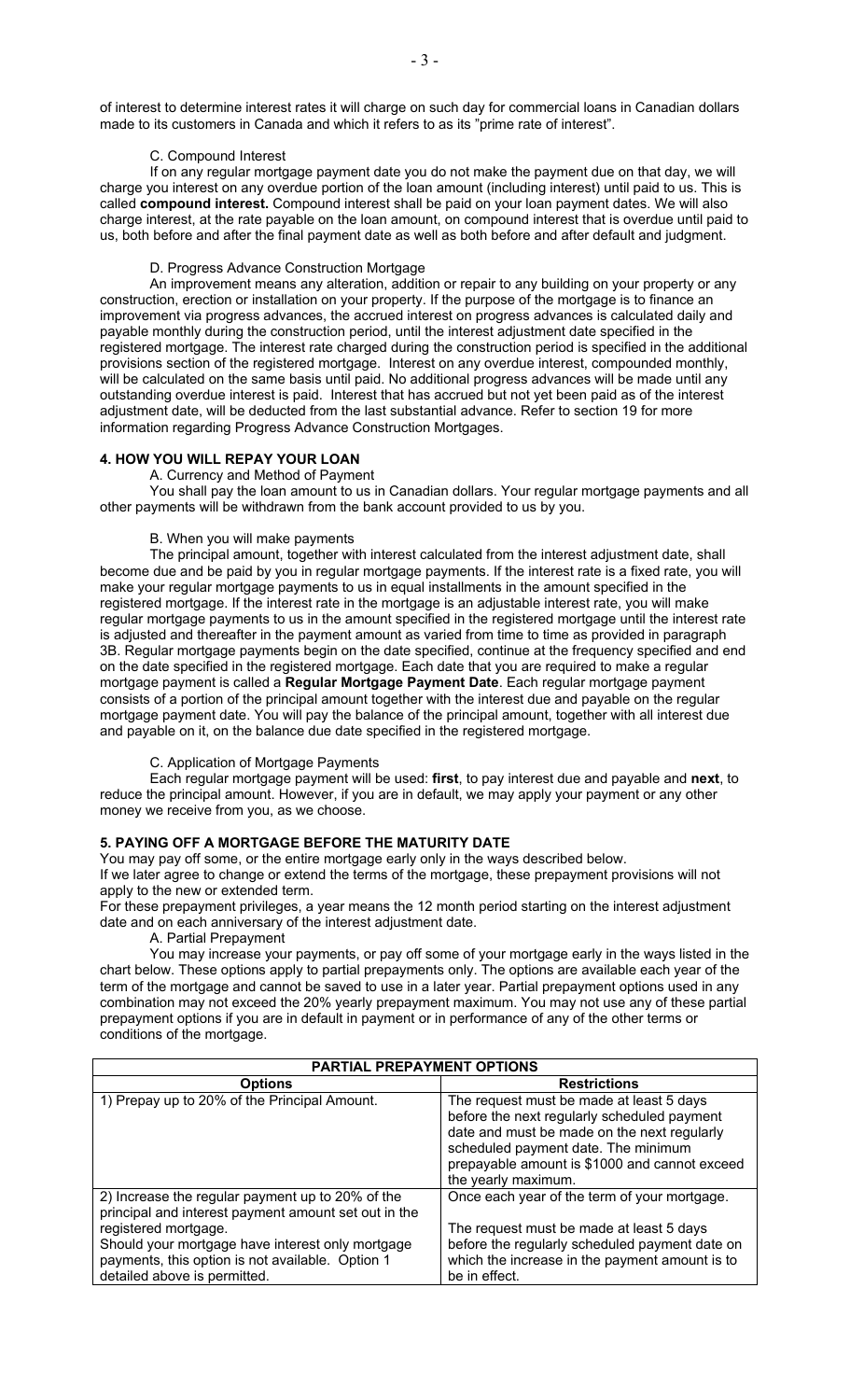of interest to determine interest rates it will charge on such day for commercial loans in Canadian dollars made to its customers in Canada and which it refers to as its "prime rate of interest".

C. Compound Interest

If on any regular mortgage payment date you do not make the payment due on that day, we will charge you interest on any overdue portion of the loan amount (including interest) until paid to us. This is called **compound interest.** Compound interest shall be paid on your loan payment dates. We will also charge interest, at the rate payable on the loan amount, on compound interest that is overdue until paid to us, both before and after the final payment date as well as both before and after default and judgment.

D. Progress Advance Construction Mortgage

An improvement means any alteration, addition or repair to any building on your property or any construction, erection or installation on your property. If the purpose of the mortgage is to finance an improvement via progress advances, the accrued interest on progress advances is calculated daily and payable monthly during the construction period, until the interest adjustment date specified in the registered mortgage. The interest rate charged during the construction period is specified in the additional provisions section of the registered mortgage. Interest on any overdue interest, compounded monthly, will be calculated on the same basis until paid. No additional progress advances will be made until any outstanding overdue interest is paid. Interest that has accrued but not yet been paid as of the interest adjustment date, will be deducted from the last substantial advance. Refer to section 19 for more information regarding Progress Advance Construction Mortgages.

## 4. HOW YOU WILL REPAY YOUR LOAN

A. Currency and Method of Payment

You shall pay the loan amount to us in Canadian dollars. Your regular mortgage payments and all other payments will be withdrawn from the bank account provided to us by you.

B. When you will make payments

The principal amount, together with interest calculated from the interest adjustment date, shall become due and be paid by you in regular mortgage payments. If the interest rate is a fixed rate, you will make your regular mortgage payments to us in equal installments in the amount specified in the registered mortgage. If the interest rate in the mortgage is an adjustable interest rate, you will make regular mortgage payments to us in the amount specified in the registered mortgage until the interest rate is adjusted and thereafter in the payment amount as varied from time to time as provided in paragraph 3B. Regular mortgage payments begin on the date specified, continue at the frequency specified and end on the date specified in the registered mortgage. Each date that you are required to make a regular mortgage payment is called a **Regular Mortgage Payment Date**. Each regular mortgage payment consists of a portion of the principal amount together with the interest due and payable on the regular mortgage payment date. You will pay the balance of the principal amount, together with all interest due and payable on it, on the balance due date specified in the registered mortgage.

C. Application of Mortgage Payments

Each regular mortgage payment will be used: **first**, to pay interest due and payable and **next**, to reduce the principal amount. However, if you are in default, we may apply your payment or any other money we receive from you, as we choose.

## 5. PAYING OFF A MORTGAGE BEFORE THE MATURITY DATE

You may pay off some, or the entire mortgage early only in the ways described below.
If we later agree to change or extend the terms of the mortgage, these prepayment provisions will not apply to the new or extended term.
For these prepayment privileges, a year means the 12 month period starting on the interest adjustment date and on each anniversary of the interest adjustment date.

A. Partial Prepayment

You may increase your payments, or pay off some of your mortgage early in the ways listed in the chart below. These options apply to partial prepayments only. The options are available each year of the term of the mortgage and cannot be saved to use in a later year. Partial prepayment options used in any combination may not exceed the 20% yearly prepayment maximum. You may not use any of these partial prepayment options if you are in default in payment or in performance of any of the other terms or conditions of the mortgage.

| **PARTIAL PREPAYMENT OPTIONS** | |
|---|---|
| **Options** | **Restrictions** |
| 1) Prepay up to 20% of the Principal Amount. | The request must be made at least 5 days before the next regularly scheduled payment date and must be made on the next regularly scheduled payment date. The minimum prepayable amount is $1000 and cannot exceed the yearly maximum. |
| 2) Increase the regular payment up to 20% of the principal and interest payment amount set out in the registered mortgage.<br>Should your mortgage have interest only mortgage payments, this option is not available. Option 1 detailed above is permitted. | Once each year of the term of your mortgage.<br><br>The request must be made at least 5 days before the regularly scheduled payment date on which the increase in the payment amount is to be in effect. |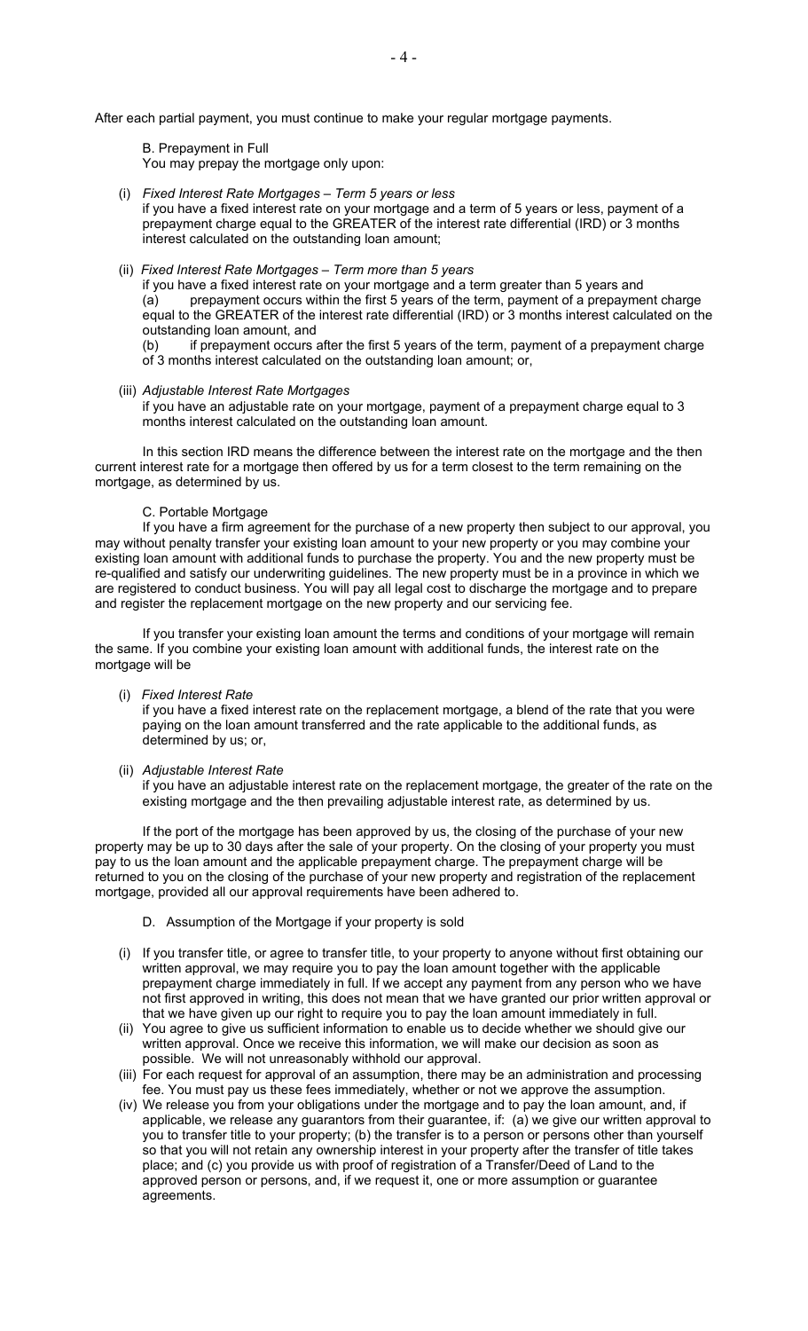After each partial payment, you must continue to make your regular mortgage payments.

B. Prepayment in Full

You may prepay the mortgage only upon:

(i) *Fixed Interest Rate Mortgages – Term 5 years or less*
if you have a fixed interest rate on your mortgage and a term of 5 years or less, payment of a prepayment charge equal to the GREATER of the interest rate differential (IRD) or 3 months interest calculated on the outstanding loan amount;

(ii) *Fixed Interest Rate Mortgages – Term more than 5 years*
if you have a fixed interest rate on your mortgage and a term greater than 5 years and
(a) prepayment occurs within the first 5 years of the term, payment of a prepayment charge equal to the GREATER of the interest rate differential (IRD) or 3 months interest calculated on the outstanding loan amount, and
(b) if prepayment occurs after the first 5 years of the term, payment of a prepayment charge of 3 months interest calculated on the outstanding loan amount; or,

(iii) *Adjustable Interest Rate Mortgages*
if you have an adjustable rate on your mortgage, payment of a prepayment charge equal to 3 months interest calculated on the outstanding loan amount.

In this section IRD means the difference between the interest rate on the mortgage and the then current interest rate for a mortgage then offered by us for a term closest to the term remaining on the mortgage, as determined by us.

C. Portable Mortgage

If you have a firm agreement for the purchase of a new property then subject to our approval, you may without penalty transfer your existing loan amount to your new property or you may combine your existing loan amount with additional funds to purchase the property. You and the new property must be re-qualified and satisfy our underwriting guidelines. The new property must be in a province in which we are registered to conduct business. You will pay all legal cost to discharge the mortgage and to prepare and register the replacement mortgage on the new property and our servicing fee.

If you transfer your existing loan amount the terms and conditions of your mortgage will remain the same. If you combine your existing loan amount with additional funds, the interest rate on the mortgage will be

(i) *Fixed Interest Rate*
if you have a fixed interest rate on the replacement mortgage, a blend of the rate that you were paying on the loan amount transferred and the rate applicable to the additional funds, as determined by us; or,

(ii) *Adjustable Interest Rate*
if you have an adjustable interest rate on the replacement mortgage, the greater of the rate on the existing mortgage and the then prevailing adjustable interest rate, as determined by us.

If the port of the mortgage has been approved by us, the closing of the purchase of your new property may be up to 30 days after the sale of your property. On the closing of your property you must pay to us the loan amount and the applicable prepayment charge. The prepayment charge will be returned to you on the closing of the purchase of your new property and registration of the replacement mortgage, provided all our approval requirements have been adhered to.

D. Assumption of the Mortgage if your property is sold

(i) If you transfer title, or agree to transfer title, to your property to anyone without first obtaining our written approval, we may require you to pay the loan amount together with the applicable prepayment charge immediately in full. If we accept any payment from any person who we have not first approved in writing, this does not mean that we have granted our prior written approval or that we have given up our right to require you to pay the loan amount immediately in full.
(ii) You agree to give us sufficient information to enable us to decide whether we should give our written approval. Once we receive this information, we will make our decision as soon as possible. We will not unreasonably withhold our approval.
(iii) For each request for approval of an assumption, there may be an administration and processing fee. You must pay us these fees immediately, whether or not we approve the assumption.
(iv) We release you from your obligations under the mortgage and to pay the loan amount, and, if applicable, we release any guarantors from their guarantee, if: (a) we give our written approval to you to transfer title to your property; (b) the transfer is to a person or persons other than yourself so that you will not retain any ownership interest in your property after the transfer of title takes place; and (c) you provide us with proof of registration of a Transfer/Deed of Land to the approved person or persons, and, if we request it, one or more assumption or guarantee agreements.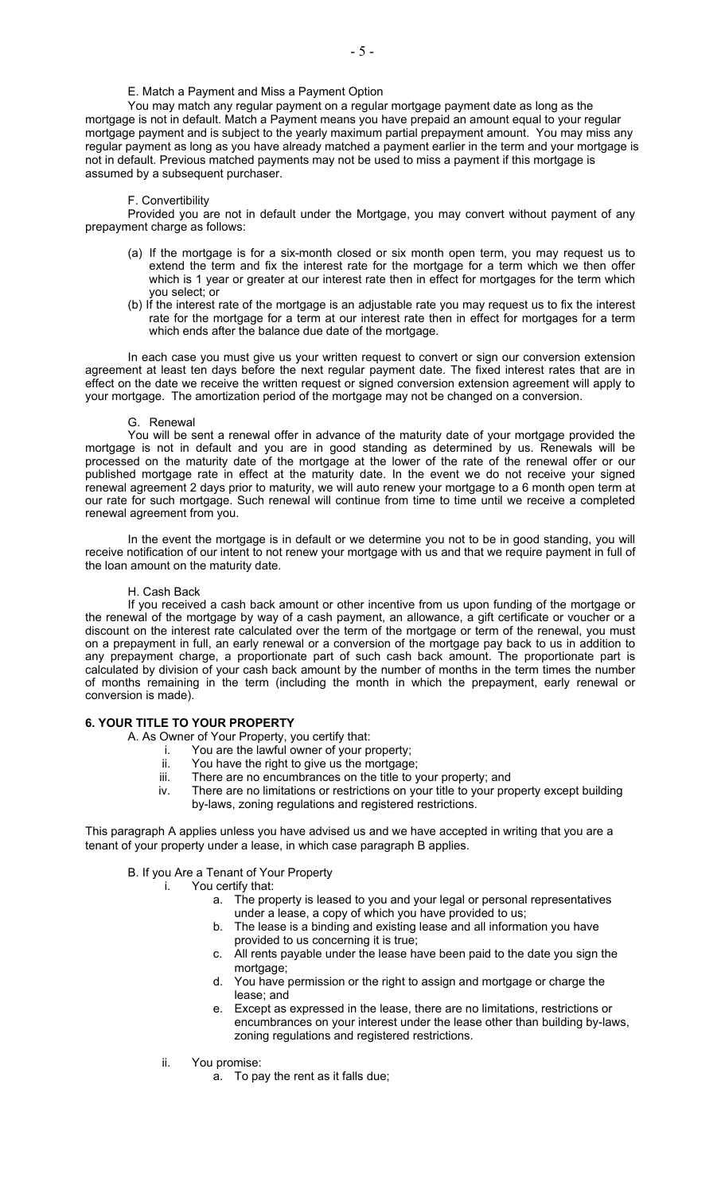E. Match a Payment and Miss a Payment Option

You may match any regular payment on a regular mortgage payment date as long as the mortgage is not in default. Match a Payment means you have prepaid an amount equal to your regular mortgage payment and is subject to the yearly maximum partial prepayment amount. You may miss any regular payment as long as you have already matched a payment earlier in the term and your mortgage is not in default. Previous matched payments may not be used to miss a payment if this mortgage is assumed by a subsequent purchaser.

F. Convertibility

Provided you are not in default under the Mortgage, you may convert without payment of any prepayment charge as follows:

(a) If the mortgage is for a six-month closed or six month open term, you may request us to extend the term and fix the interest rate for the mortgage for a term which we then offer which is 1 year or greater at our interest rate then in effect for mortgages for the term which you select; or

(b) If the interest rate of the mortgage is an adjustable rate you may request us to fix the interest rate for the mortgage for a term at our interest rate then in effect for mortgages for a term which ends after the balance due date of the mortgage.

In each case you must give us your written request to convert or sign our conversion extension agreement at least ten days before the next regular payment date. The fixed interest rates that are in effect on the date we receive the written request or signed conversion extension agreement will apply to your mortgage. The amortization period of the mortgage may not be changed on a conversion.

G. Renewal

You will be sent a renewal offer in advance of the maturity date of your mortgage provided the mortgage is not in default and you are in good standing as determined by us. Renewals will be processed on the maturity date of the mortgage at the lower of the rate of the renewal offer or our published mortgage rate in effect at the maturity date. In the event we do not receive your signed renewal agreement 2 days prior to maturity, we will auto renew your mortgage to a 6 month open term at our rate for such mortgage. Such renewal will continue from time to time until we receive a completed renewal agreement from you.

In the event the mortgage is in default or we determine you not to be in good standing, you will receive notification of our intent to not renew your mortgage with us and that we require payment in full of the loan amount on the maturity date.

H. Cash Back

If you received a cash back amount or other incentive from us upon funding of the mortgage or the renewal of the mortgage by way of a cash payment, an allowance, a gift certificate or voucher or a discount on the interest rate calculated over the term of the mortgage or term of the renewal, you must on a prepayment in full, an early renewal or a conversion of the mortgage pay back to us in addition to any prepayment charge, a proportionate part of such cash back amount. The proportionate part is calculated by division of your cash back amount by the number of months in the term times the number of months remaining in the term (including the month in which the prepayment, early renewal or conversion is made).

## 6. YOUR TITLE TO YOUR PROPERTY

A. As Owner of Your Property, you certify that:

i. You are the lawful owner of your property;
ii. You have the right to give us the mortgage;
iii. There are no encumbrances on the title to your property; and
iv. There are no limitations or restrictions on your title to your property except building by-laws, zoning regulations and registered restrictions.

This paragraph A applies unless you have advised us and we have accepted in writing that you are a tenant of your property under a lease, in which case paragraph B applies.

B. If you Are a Tenant of Your Property

i. You certify that:
   a. The property is leased to you and your legal or personal representatives under a lease, a copy of which you have provided to us;
   b. The lease is a binding and existing lease and all information you have provided to us concerning it is true;
   c. All rents payable under the lease have been paid to the date you sign the mortgage;
   d. You have permission or the right to assign and mortgage or charge the lease; and
   e. Except as expressed in the lease, there are no limitations, restrictions or encumbrances on your interest under the lease other than building by-laws, zoning regulations and registered restrictions.

ii. You promise:
   a. To pay the rent as it falls due;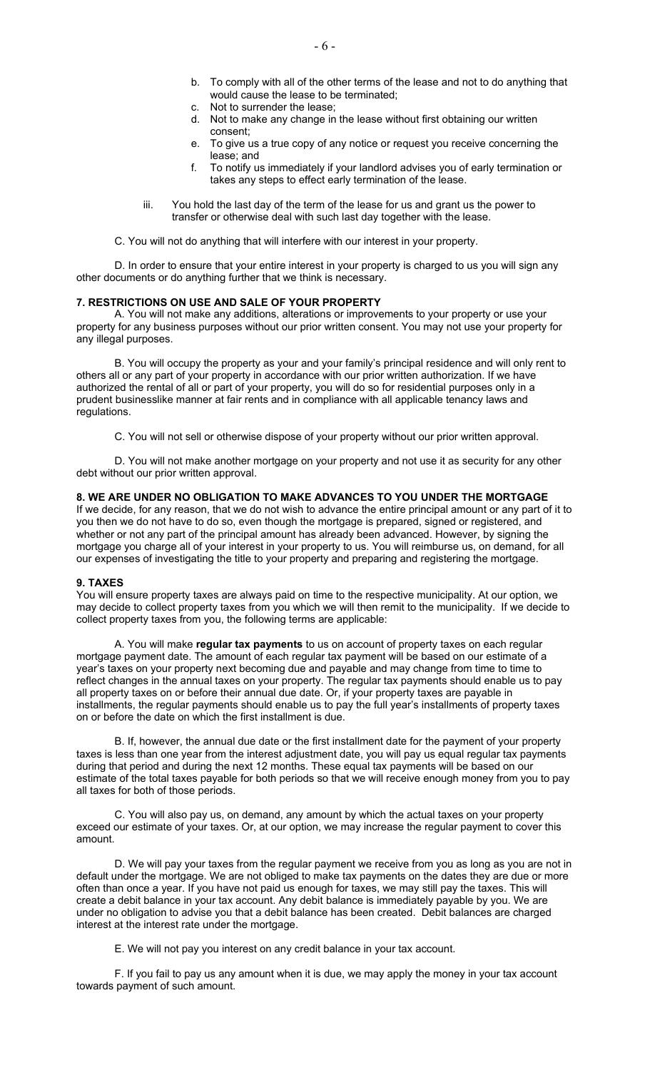b. To comply with all of the other terms of the lease and not to do anything that would cause the lease to be terminated;
c. Not to surrender the lease;
d. Not to make any change in the lease without first obtaining our written consent;
e. To give us a true copy of any notice or request you receive concerning the lease; and
f. To notify us immediately if your landlord advises you of early termination or takes any steps to effect early termination of the lease.

iii. You hold the last day of the term of the lease for us and grant us the power to transfer or otherwise deal with such last day together with the lease.

C. You will not do anything that will interfere with our interest in your property.

D. In order to ensure that your entire interest in your property is charged to us you will sign any other documents or do anything further that we think is necessary.

**7. RESTRICTIONS ON USE AND SALE OF YOUR PROPERTY**

A. You will not make any additions, alterations or improvements to your property or use your property for any business purposes without our prior written consent. You may not use your property for any illegal purposes.

B. You will occupy the property as your and your family's principal residence and will only rent to others all or any part of your property in accordance with our prior written authorization. If we have authorized the rental of all or part of your property, you will do so for residential purposes only in a prudent businesslike manner at fair rents and in compliance with all applicable tenancy laws and regulations.

C. You will not sell or otherwise dispose of your property without our prior written approval.

D. You will not make another mortgage on your property and not use it as security for any other debt without our prior written approval.

**8. WE ARE UNDER NO OBLIGATION TO MAKE ADVANCES TO YOU UNDER THE MORTGAGE**

If we decide, for any reason, that we do not wish to advance the entire principal amount or any part of it to you then we do not have to do so, even though the mortgage is prepared, signed or registered, and whether or not any part of the principal amount has already been advanced. However, by signing the mortgage you charge all of your interest in your property to us. You will reimburse us, on demand, for all our expenses of investigating the title to your property and preparing and registering the mortgage.

**9. TAXES**

You will ensure property taxes are always paid on time to the respective municipality. At our option, we may decide to collect property taxes from you which we will then remit to the municipality. If we decide to collect property taxes from you, the following terms are applicable:

A. You will make **regular tax payments** to us on account of property taxes on each regular mortgage payment date. The amount of each regular tax payment will be based on our estimate of a year's taxes on your property next becoming due and payable and may change from time to time to reflect changes in the annual taxes on your property. The regular tax payments should enable us to pay all property taxes on or before their annual due date. Or, if your property taxes are payable in installments, the regular payments should enable us to pay the full year's installments of property taxes on or before the date on which the first installment is due.

B. If, however, the annual due date or the first installment date for the payment of your property taxes is less than one year from the interest adjustment date, you will pay us equal regular tax payments during that period and during the next 12 months. These equal tax payments will be based on our estimate of the total taxes payable for both periods so that we will receive enough money from you to pay all taxes for both of those periods.

C. You will also pay us, on demand, any amount by which the actual taxes on your property exceed our estimate of your taxes. Or, at our option, we may increase the regular payment to cover this amount.

D. We will pay your taxes from the regular payment we receive from you as long as you are not in default under the mortgage. We are not obliged to make tax payments on the dates they are due or more often than once a year. If you have not paid us enough for taxes, we may still pay the taxes. This will create a debit balance in your tax account. Any debit balance is immediately payable by you. We are under no obligation to advise you that a debit balance has been created. Debit balances are charged interest at the interest rate under the mortgage.

E. We will not pay you interest on any credit balance in your tax account.

F. If you fail to pay us any amount when it is due, we may apply the money in your tax account towards payment of such amount.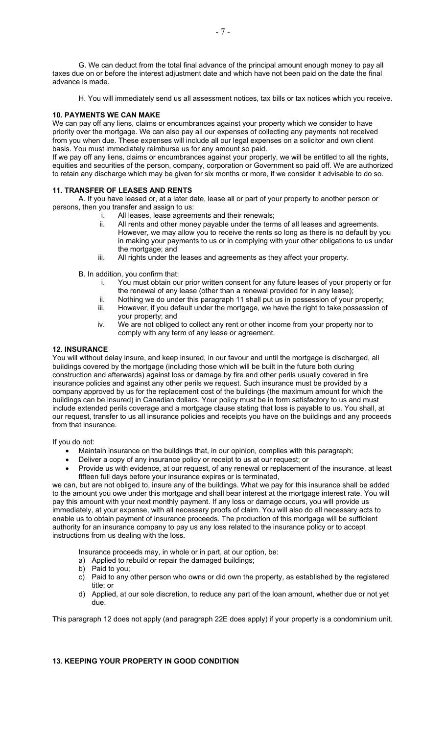G. We can deduct from the total final advance of the principal amount enough money to pay all taxes due on or before the interest adjustment date and which have not been paid on the date the final advance is made.

H. You will immediately send us all assessment notices, tax bills or tax notices which you receive.

**10. PAYMENTS WE CAN MAKE**

We can pay off any liens, claims or encumbrances against your property which we consider to have priority over the mortgage. We can also pay all our expenses of collecting any payments not received from you when due. These expenses will include all our legal expenses on a solicitor and own client basis. You must immediately reimburse us for any amount so paid.

If we pay off any liens, claims or encumbrances against your property, we will be entitled to all the rights, equities and securities of the person, company, corporation or Government so paid off. We are authorized to retain any discharge which may be given for six months or more, if we consider it advisable to do so.

**11. TRANSFER OF LEASES AND RENTS**

A. If you have leased or, at a later date, lease all or part of your property to another person or persons, then you transfer and assign to us:

i. All leases, lease agreements and their renewals;
ii. All rents and other money payable under the terms of all leases and agreements. However, we may allow you to receive the rents so long as there is no default by you in making your payments to us or in complying with your other obligations to us under the mortgage; and
iii. All rights under the leases and agreements as they affect your property.

B. In addition, you confirm that:

i. You must obtain our prior written consent for any future leases of your property or for the renewal of any lease (other than a renewal provided for in any lease);
ii. Nothing we do under this paragraph 11 shall put us in possession of your property;
iii. However, if you default under the mortgage, we have the right to take possession of your property; and
iv. We are not obliged to collect any rent or other income from your property nor to comply with any term of any lease or agreement.

**12. INSURANCE**

You will without delay insure, and keep insured, in our favour and until the mortgage is discharged, all buildings covered by the mortgage (including those which will be built in the future both during construction and afterwards) against loss or damage by fire and other perils usually covered in fire insurance policies and against any other perils we request. Such insurance must be provided by a company approved by us for the replacement cost of the buildings (the maximum amount for which the buildings can be insured) in Canadian dollars. Your policy must be in form satisfactory to us and must include extended perils coverage and a mortgage clause stating that loss is payable to us. You shall, at our request, transfer to us all insurance policies and receipts you have on the buildings and any proceeds from that insurance.

If you do not:

- Maintain insurance on the buildings that, in our opinion, complies with this paragraph;
- Deliver a copy of any insurance policy or receipt to us at our request; or
- Provide us with evidence, at our request, of any renewal or replacement of the insurance, at least fifteen full days before your insurance expires or is terminated,

we can, but are not obliged to, insure any of the buildings. What we pay for this insurance shall be added to the amount you owe under this mortgage and shall bear interest at the mortgage interest rate. You will pay this amount with your next monthly payment. If any loss or damage occurs, you will provide us immediately, at your expense, with all necessary proofs of claim. You will also do all necessary acts to enable us to obtain payment of insurance proceeds. The production of this mortgage will be sufficient authority for an insurance company to pay us any loss related to the insurance policy or to accept instructions from us dealing with the loss.

Insurance proceeds may, in whole or in part, at our option, be:

a) Applied to rebuild or repair the damaged buildings;
b) Paid to you;
c) Paid to any other person who owns or did own the property, as established by the registered title; or
d) Applied, at our sole discretion, to reduce any part of the loan amount, whether due or not yet due.

This paragraph 12 does not apply (and paragraph 22E does apply) if your property is a condominium unit.

**13. KEEPING YOUR PROPERTY IN GOOD CONDITION**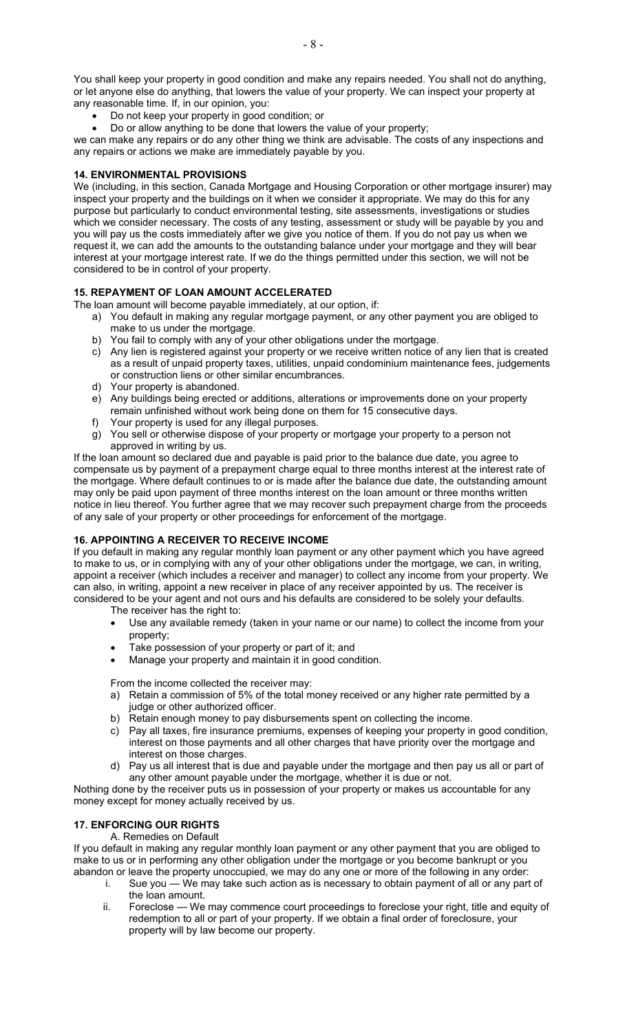You shall keep your property in good condition and make any repairs needed. You shall not do anything, or let anyone else do anything, that lowers the value of your property. We can inspect your property at any reasonable time. If, in our opinion, you:

- Do not keep your property in good condition; or
- Do or allow anything to be done that lowers the value of your property;

we can make any repairs or do any other thing we think are advisable. The costs of any inspections and any repairs or actions we make are immediately payable by you.

### 14. ENVIRONMENTAL PROVISIONS

We (including, in this section, Canada Mortgage and Housing Corporation or other mortgage insurer) may inspect your property and the buildings on it when we consider it appropriate. We may do this for any purpose but particularly to conduct environmental testing, site assessments, investigations or studies which we consider necessary. The costs of any testing, assessment or study will be payable by you and you will pay us the costs immediately after we give you notice of them. If you do not pay us when we request it, we can add the amounts to the outstanding balance under your mortgage and they will bear interest at your mortgage interest rate. If we do the things permitted under this section, we will not be considered to be in control of your property.

### 15. REPAYMENT OF LOAN AMOUNT ACCELERATED

The loan amount will become payable immediately, at our option, if:

a) You default in making any regular mortgage payment, or any other payment you are obliged to make to us under the mortgage.
b) You fail to comply with any of your other obligations under the mortgage.
c) Any lien is registered against your property or we receive written notice of any lien that is created as a result of unpaid property taxes, utilities, unpaid condominium maintenance fees, judgements or construction liens or other similar encumbrances.
d) Your property is abandoned.
e) Any buildings being erected or additions, alterations or improvements done on your property remain unfinished without work being done on them for 15 consecutive days.
f) Your property is used for any illegal purposes.
g) You sell or otherwise dispose of your property or mortgage your property to a person not approved in writing by us.

If the loan amount so declared due and payable is paid prior to the balance due date, you agree to compensate us by payment of a prepayment charge equal to three months interest at the interest rate of the mortgage. Where default continues to or is made after the balance due date, the outstanding amount may only be paid upon payment of three months interest on the loan amount or three months written notice in lieu thereof. You further agree that we may recover such prepayment charge from the proceeds of any sale of your property or other proceedings for enforcement of the mortgage.

### 16. APPOINTING A RECEIVER TO RECEIVE INCOME

If you default in making any regular monthly loan payment or any other payment which you have agreed to make to us, or in complying with any of your other obligations under the mortgage, we can, in writing, appoint a receiver (which includes a receiver and manager) to collect any income from your property. We can also, in writing, appoint a new receiver in place of any receiver appointed by us. The receiver is considered to be your agent and not ours and his defaults are considered to be solely your defaults.

The receiver has the right to:

- Use any available remedy (taken in your name or our name) to collect the income from your property;
- Take possession of your property or part of it; and
- Manage your property and maintain it in good condition.

From the income collected the receiver may:

a) Retain a commission of 5% of the total money received or any higher rate permitted by a judge or other authorized officer.
b) Retain enough money to pay disbursements spent on collecting the income.
c) Pay all taxes, fire insurance premiums, expenses of keeping your property in good condition, interest on those payments and all other charges that have priority over the mortgage and interest on those charges.
d) Pay us all interest that is due and payable under the mortgage and then pay us all or part of any other amount payable under the mortgage, whether it is due or not.

Nothing done by the receiver puts us in possession of your property or makes us accountable for any money except for money actually received by us.

### 17. ENFORCING OUR RIGHTS

A. Remedies on Default

If you default in making any regular monthly loan payment or any other payment that you are obliged to make to us or in performing any other obligation under the mortgage or you become bankrupt or you abandon or leave the property unoccupied, we may do any one or more of the following in any order:

i. Sue you — We may take such action as is necessary to obtain payment of all or any part of the loan amount.
ii. Foreclose — We may commence court proceedings to foreclose your right, title and equity of redemption to all or part of your property. If we obtain a final order of foreclosure, your property will by law become our property.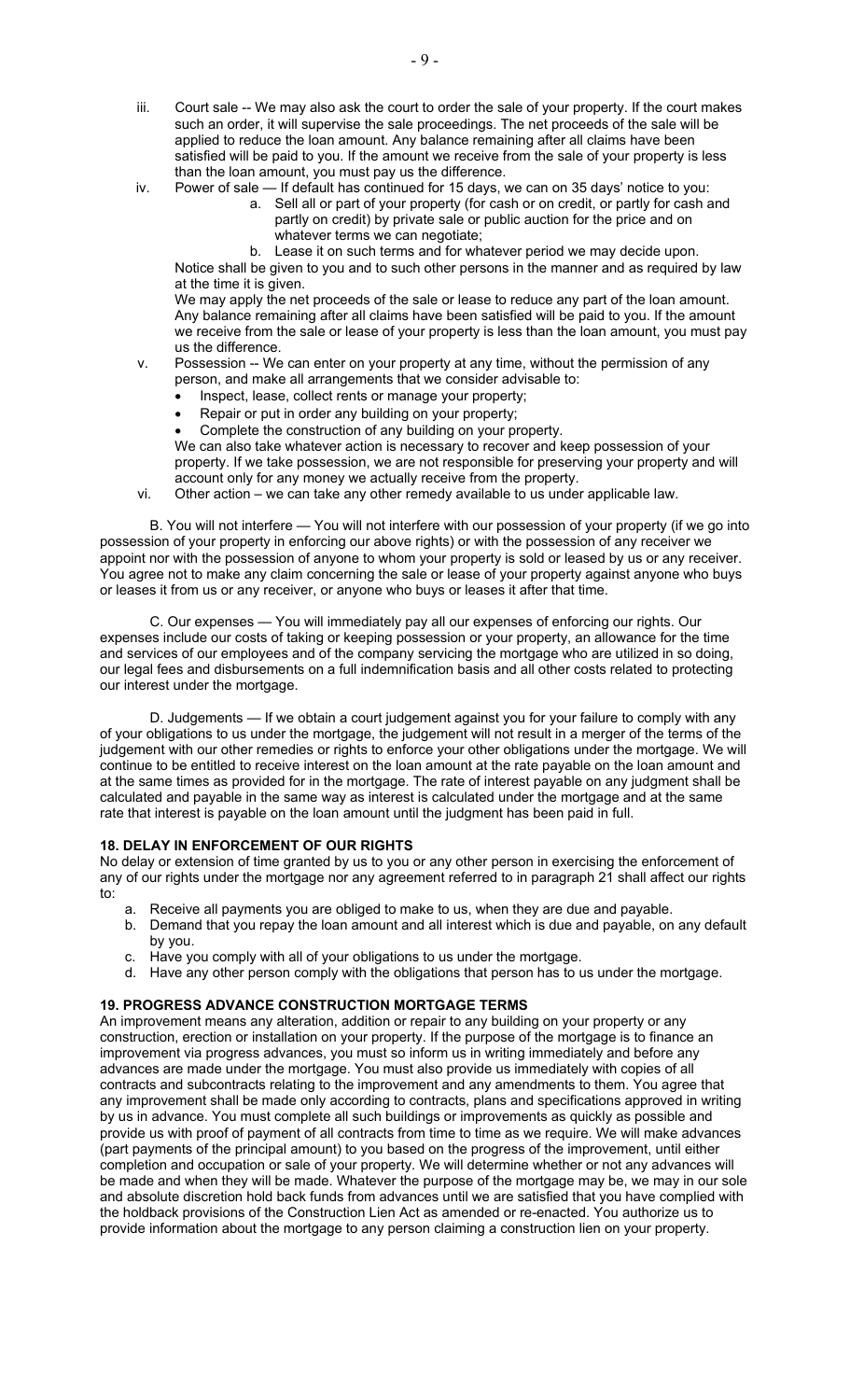iii. Court sale -- We may also ask the court to order the sale of your property. If the court makes such an order, it will supervise the sale proceedings. The net proceeds of the sale will be applied to reduce the loan amount. Any balance remaining after all claims have been satisfied will be paid to you. If the amount we receive from the sale of your property is less than the loan amount, you must pay us the difference.

iv. Power of sale — If default has continued for 15 days, we can on 35 days' notice to you:

   a. Sell all or part of your property (for cash or on credit, or partly for cash and partly on credit) by private sale or public auction for the price and on whatever terms we can negotiate;

   b. Lease it on such terms and for whatever period we may decide upon.

   Notice shall be given to you and to such other persons in the manner and as required by law at the time it is given.

   We may apply the net proceeds of the sale or lease to reduce any part of the loan amount. Any balance remaining after all claims have been satisfied will be paid to you. If the amount we receive from the sale or lease of your property is less than the loan amount, you must pay us the difference.

v. Possession -- We can enter on your property at any time, without the permission of any person, and make all arrangements that we consider advisable to:

   - Inspect, lease, collect rents or manage your property;
   - Repair or put in order any building on your property;
   - Complete the construction of any building on your property.

   We can also take whatever action is necessary to recover and keep possession of your property. If we take possession, we are not responsible for preserving your property and will account only for any money we actually receive from the property.

vi. Other action – we can take any other remedy available to us under applicable law.

B. You will not interfere — You will not interfere with our possession of your property (if we go into possession of your property in enforcing our above rights) or with the possession of any receiver we appoint nor with the possession of anyone to whom your property is sold or leased by us or any receiver. You agree not to make any claim concerning the sale or lease of your property against anyone who buys or leases it from us or any receiver, or anyone who buys or leases it after that time.

C. Our expenses — You will immediately pay all our expenses of enforcing our rights. Our expenses include our costs of taking or keeping possession or your property, an allowance for the time and services of our employees and of the company servicing the mortgage who are utilized in so doing, our legal fees and disbursements on a full indemnification basis and all other costs related to protecting our interest under the mortgage.

D. Judgements — If we obtain a court judgement against you for your failure to comply with any of your obligations to us under the mortgage, the judgement will not result in a merger of the terms of the judgement with our other remedies or rights to enforce your other obligations under the mortgage. We will continue to be entitled to receive interest on the loan amount at the rate payable on the loan amount and at the same times as provided for in the mortgage. The rate of interest payable on any judgment shall be calculated and payable in the same way as interest is calculated under the mortgage and at the same rate that interest is payable on the loan amount until the judgment has been paid in full.

### 18. DELAY IN ENFORCEMENT OF OUR RIGHTS

No delay or extension of time granted by us to you or any other person in exercising the enforcement of any of our rights under the mortgage nor any agreement referred to in paragraph 21 shall affect our rights to:

a. Receive all payments you are obliged to make to us, when they are due and payable.
b. Demand that you repay the loan amount and all interest which is due and payable, on any default by you.
c. Have you comply with all of your obligations to us under the mortgage.
d. Have any other person comply with the obligations that person has to us under the mortgage.

### 19. PROGRESS ADVANCE CONSTRUCTION MORTGAGE TERMS

An improvement means any alteration, addition or repair to any building on your property or any construction, erection or installation on your property. If the purpose of the mortgage is to finance an improvement via progress advances, you must so inform us in writing immediately and before any advances are made under the mortgage. You must also provide us immediately with copies of all contracts and subcontracts relating to the improvement and any amendments to them. You agree that any improvement shall be made only according to contracts, plans and specifications approved in writing by us in advance. You must complete all such buildings or improvements as quickly as possible and provide us with proof of payment of all contracts from time to time as we require. We will make advances (part payments of the principal amount) to you based on the progress of the improvement, until either completion and occupation or sale of your property. We will determine whether or not any advances will be made and when they will be made. Whatever the purpose of the mortgage may be, we may in our sole and absolute discretion hold back funds from advances until we are satisfied that you have complied with the holdback provisions of the Construction Lien Act as amended or re-enacted. You authorize us to provide information about the mortgage to any person claiming a construction lien on your property.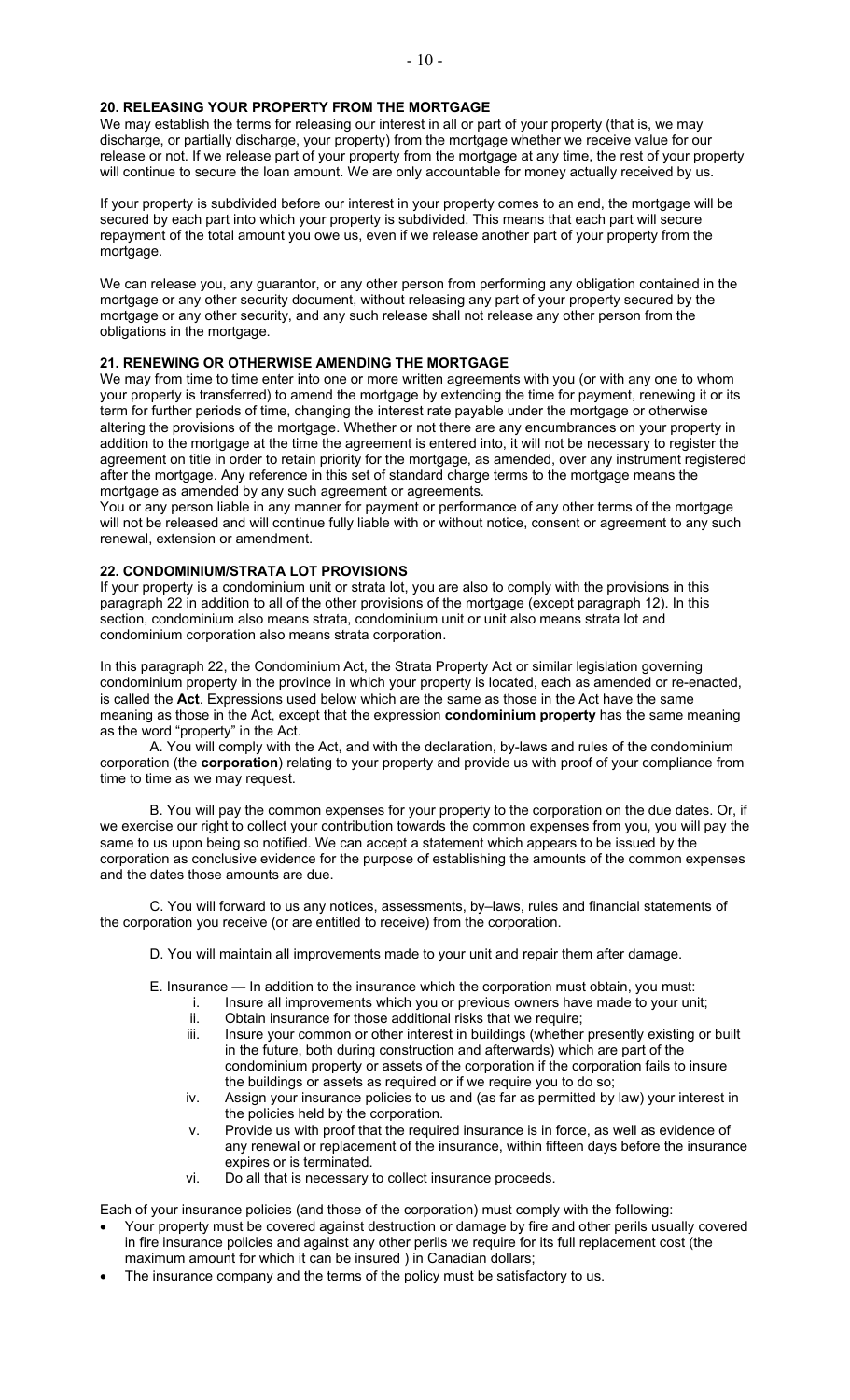## 20. RELEASING YOUR PROPERTY FROM THE MORTGAGE

We may establish the terms for releasing our interest in all or part of your property (that is, we may discharge, or partially discharge, your property) from the mortgage whether we receive value for our release or not. If we release part of your property from the mortgage at any time, the rest of your property will continue to secure the loan amount. We are only accountable for money actually received by us.

If your property is subdivided before our interest in your property comes to an end, the mortgage will be secured by each part into which your property is subdivided. This means that each part will secure repayment of the total amount you owe us, even if we release another part of your property from the mortgage.

We can release you, any guarantor, or any other person from performing any obligation contained in the mortgage or any other security document, without releasing any part of your property secured by the mortgage or any other security, and any such release shall not release any other person from the obligations in the mortgage.

## 21. RENEWING OR OTHERWISE AMENDING THE MORTGAGE

We may from time to time enter into one or more written agreements with you (or with any one to whom your property is transferred) to amend the mortgage by extending the time for payment, renewing it or its term for further periods of time, changing the interest rate payable under the mortgage or otherwise altering the provisions of the mortgage. Whether or not there are any encumbrances on your property in addition to the mortgage at the time the agreement is entered into, it will not be necessary to register the agreement on title in order to retain priority for the mortgage, as amended, over any instrument registered after the mortgage. Any reference in this set of standard charge terms to the mortgage means the mortgage as amended by any such agreement or agreements.

You or any person liable in any manner for payment or performance of any other terms of the mortgage will not be released and will continue fully liable with or without notice, consent or agreement to any such renewal, extension or amendment.

## 22. CONDOMINIUM/STRATA LOT PROVISIONS

If your property is a condominium unit or strata lot, you are also to comply with the provisions in this paragraph 22 in addition to all of the other provisions of the mortgage (except paragraph 12). In this section, condominium also means strata, condominium unit or unit also means strata lot and condominium corporation also means strata corporation.

In this paragraph 22, the Condominium Act, the Strata Property Act or similar legislation governing condominium property in the province in which your property is located, each as amended or re-enacted, is called the **Act**. Expressions used below which are the same as those in the Act have the same meaning as those in the Act, except that the expression **condominium property** has the same meaning as the word "property" in the Act.

A. You will comply with the Act, and with the declaration, by-laws and rules of the condominium corporation (the **corporation**) relating to your property and provide us with proof of your compliance from time to time as we may request.

B. You will pay the common expenses for your property to the corporation on the due dates. Or, if we exercise our right to collect your contribution towards the common expenses from you, you will pay the same to us upon being so notified. We can accept a statement which appears to be issued by the corporation as conclusive evidence for the purpose of establishing the amounts of the common expenses and the dates those amounts are due.

C. You will forward to us any notices, assessments, by–laws, rules and financial statements of the corporation you receive (or are entitled to receive) from the corporation.

D. You will maintain all improvements made to your unit and repair them after damage.

E. Insurance — In addition to the insurance which the corporation must obtain, you must:

1. Insure all improvements which you or previous owners have made to your unit;
2. Obtain insurance for those additional risks that we require;
3. Insure your common or other interest in buildings (whether presently existing or built in the future, both during construction and afterwards) which are part of the condominium property or assets of the corporation if the corporation fails to insure the buildings or assets as required or if we require you to do so;
4. Assign your insurance policies to us and (as far as permitted by law) your interest in the policies held by the corporation.
5. Provide us with proof that the required insurance is in force, as well as evidence of any renewal or replacement of the insurance, within fifteen days before the insurance expires or is terminated.
6. Do all that is necessary to collect insurance proceeds.

Each of your insurance policies (and those of the corporation) must comply with the following:

- Your property must be covered against destruction or damage by fire and other perils usually covered in fire insurance policies and against any other perils we require for its full replacement cost (the maximum amount for which it can be insured ) in Canadian dollars;
- The insurance company and the terms of the policy must be satisfactory to us.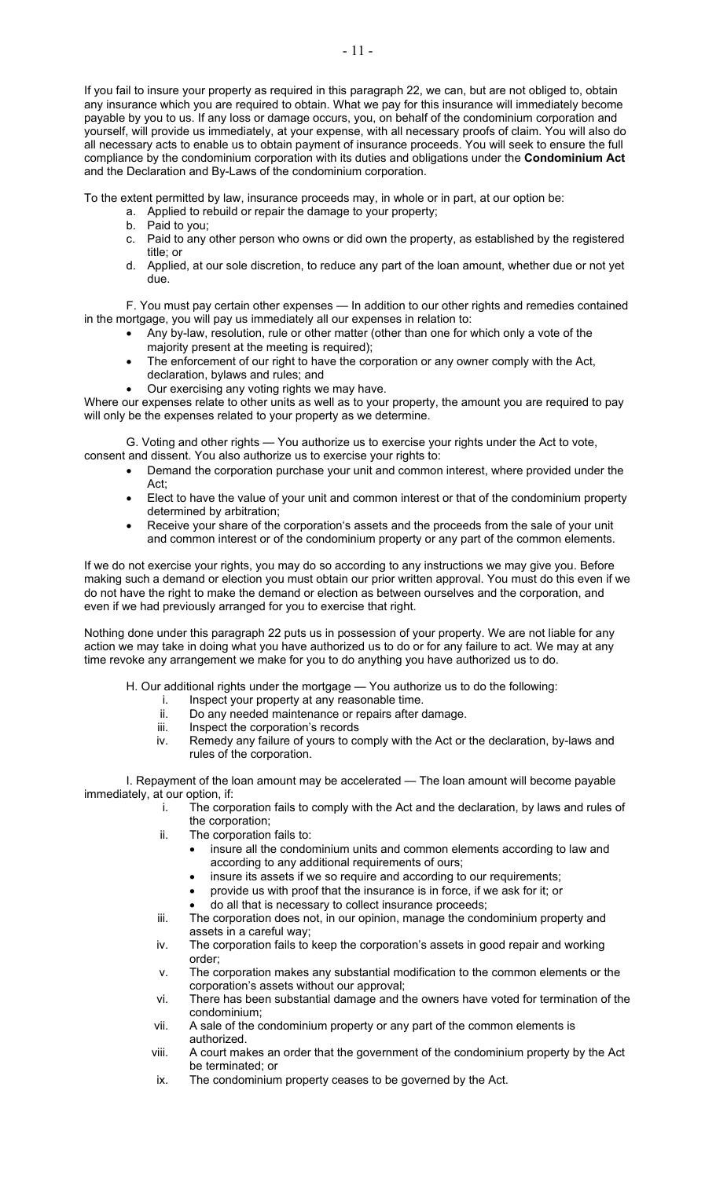If you fail to insure your property as required in this paragraph 22, we can, but are not obliged to, obtain any insurance which you are required to obtain. What we pay for this insurance will immediately become payable by you to us. If any loss or damage occurs, you, on behalf of the condominium corporation and yourself, will provide us immediately, at your expense, with all necessary proofs of claim. You will also do all necessary acts to enable us to obtain payment of insurance proceeds. You will seek to ensure the full compliance by the condominium corporation with its duties and obligations under the **Condominium Act** and the Declaration and By-Laws of the condominium corporation.

To the extent permitted by law, insurance proceeds may, in whole or in part, at our option be:

a. Applied to rebuild or repair the damage to your property;
b. Paid to you;
c. Paid to any other person who owns or did own the property, as established by the registered title; or
d. Applied, at our sole discretion, to reduce any part of the loan amount, whether due or not yet due.

F. You must pay certain other expenses — In addition to our other rights and remedies contained in the mortgage, you will pay us immediately all our expenses in relation to:

- Any by-law, resolution, rule or other matter (other than one for which only a vote of the majority present at the meeting is required);
- The enforcement of our right to have the corporation or any owner comply with the Act, declaration, bylaws and rules; and
- Our exercising any voting rights we may have.

Where our expenses relate to other units as well as to your property, the amount you are required to pay will only be the expenses related to your property as we determine.

G. Voting and other rights — You authorize us to exercise your rights under the Act to vote, consent and dissent. You also authorize us to exercise your rights to:

- Demand the corporation purchase your unit and common interest, where provided under the Act;
- Elect to have the value of your unit and common interest or that of the condominium property determined by arbitration;
- Receive your share of the corporation's assets and the proceeds from the sale of your unit and common interest or of the condominium property or any part of the common elements.

If we do not exercise your rights, you may do so according to any instructions we may give you. Before making such a demand or election you must obtain our prior written approval. You must do this even if we do not have the right to make the demand or election as between ourselves and the corporation, and even if we had previously arranged for you to exercise that right.

Nothing done under this paragraph 22 puts us in possession of your property. We are not liable for any action we may take in doing what you have authorized us to do or for any failure to act. We may at any time revoke any arrangement we make for you to do anything you have authorized us to do.

H. Our additional rights under the mortgage — You authorize us to do the following:

i. Inspect your property at any reasonable time.
ii. Do any needed maintenance or repairs after damage.
iii. Inspect the corporation's records
iv. Remedy any failure of yours to comply with the Act or the declaration, by-laws and rules of the corporation.

I. Repayment of the loan amount may be accelerated — The loan amount will become payable immediately, at our option, if:

i. The corporation fails to comply with the Act and the declaration, by laws and rules of the corporation;
ii. The corporation fails to:
   - insure all the condominium units and common elements according to law and according to any additional requirements of ours;
   - insure its assets if we so require and according to our requirements;
   - provide us with proof that the insurance is in force, if we ask for it; or
   - do all that is necessary to collect insurance proceeds;
iii. The corporation does not, in our opinion, manage the condominium property and assets in a careful way;
iv. The corporation fails to keep the corporation's assets in good repair and working order;
v. The corporation makes any substantial modification to the common elements or the corporation's assets without our approval;
vi. There has been substantial damage and the owners have voted for termination of the condominium;
vii. A sale of the condominium property or any part of the common elements is authorized.
viii. A court makes an order that the government of the condominium property by the Act be terminated; or
ix. The condominium property ceases to be governed by the Act.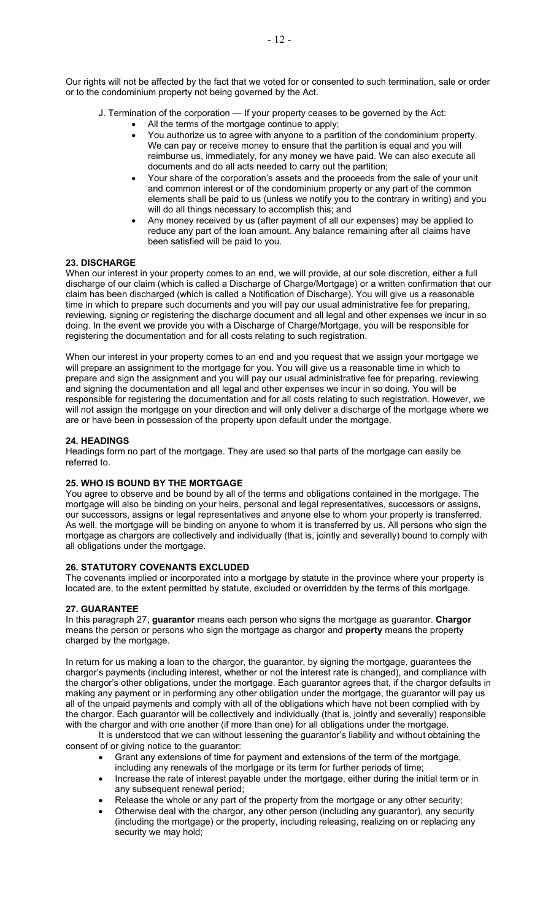Our rights will not be affected by the fact that we voted for or consented to such termination, sale or order or to the condominium property not being governed by the Act.

J. Termination of the corporation — If your property ceases to be governed by the Act:

- All the terms of the mortgage continue to apply;
- You authorize us to agree with anyone to a partition of the condominium property. We can pay or receive money to ensure that the partition is equal and you will reimburse us, immediately, for any money we have paid. We can also execute all documents and do all acts needed to carry out the partition;
- Your share of the corporation's assets and the proceeds from the sale of your unit and common interest or of the condominium property or any part of the common elements shall be paid to us (unless we notify you to the contrary in writing) and you will do all things necessary to accomplish this; and
- Any money received by us (after payment of all our expenses) may be applied to reduce any part of the loan amount. Any balance remaining after all claims have been satisfied will be paid to you.

**23. DISCHARGE**

When our interest in your property comes to an end, we will provide, at our sole discretion, either a full discharge of our claim (which is called a Discharge of Charge/Mortgage) or a written confirmation that our claim has been discharged (which is called a Notification of Discharge). You will give us a reasonable time in which to prepare such documents and you will pay our usual administrative fee for preparing, reviewing, signing or registering the discharge document and all legal and other expenses we incur in so doing. In the event we provide you with a Discharge of Charge/Mortgage, you will be responsible for registering the documentation and for all costs relating to such registration.

When our interest in your property comes to an end and you request that we assign your mortgage we will prepare an assignment to the mortgage for you. You will give us a reasonable time in which to prepare and sign the assignment and you will pay our usual administrative fee for preparing, reviewing and signing the documentation and all legal and other expenses we incur in so doing. You will be responsible for registering the documentation and for all costs relating to such registration. However, we will not assign the mortgage on your direction and will only deliver a discharge of the mortgage where we are or have been in possession of the property upon default under the mortgage.

**24. HEADINGS**

Headings form no part of the mortgage. They are used so that parts of the mortgage can easily be referred to.

**25. WHO IS BOUND BY THE MORTGAGE**

You agree to observe and be bound by all of the terms and obligations contained in the mortgage. The mortgage will also be binding on your heirs, personal and legal representatives, successors or assigns, our successors, assigns or legal representatives and anyone else to whom your property is transferred. As well, the mortgage will be binding on anyone to whom it is transferred by us. All persons who sign the mortgage as chargors are collectively and individually (that is, jointly and severally) bound to comply with all obligations under the mortgage.

**26. STATUTORY COVENANTS EXCLUDED**

The covenants implied or incorporated into a mortgage by statute in the province where your property is located are, to the extent permitted by statute, excluded or overridden by the terms of this mortgage.

**27. GUARANTEE**

In this paragraph 27, **guarantor** means each person who signs the mortgage as guarantor. **Chargor** means the person or persons who sign the mortgage as chargor and **property** means the property charged by the mortgage.

In return for us making a loan to the chargor, the guarantor, by signing the mortgage, guarantees the chargor's payments (including interest, whether or not the interest rate is changed), and compliance with the chargor's other obligations, under the mortgage. Each guarantor agrees that, if the chargor defaults in making any payment or in performing any other obligation under the mortgage, the guarantor will pay us all of the unpaid payments and comply with all of the obligations which have not been complied with by the chargor. Each guarantor will be collectively and individually (that is, jointly and severally) responsible with the chargor and with one another (if more than one) for all obligations under the mortgage.

It is understood that we can without lessening the guarantor's liability and without obtaining the consent of or giving notice to the guarantor:

- Grant any extensions of time for payment and extensions of the term of the mortgage, including any renewals of the mortgage or its term for further periods of time;
- Increase the rate of interest payable under the mortgage, either during the initial term or in any subsequent renewal period;
- Release the whole or any part of the property from the mortgage or any other security;
- Otherwise deal with the chargor, any other person (including any guarantor), any security (including the mortgage) or the property, including releasing, realizing on or replacing any security we may hold;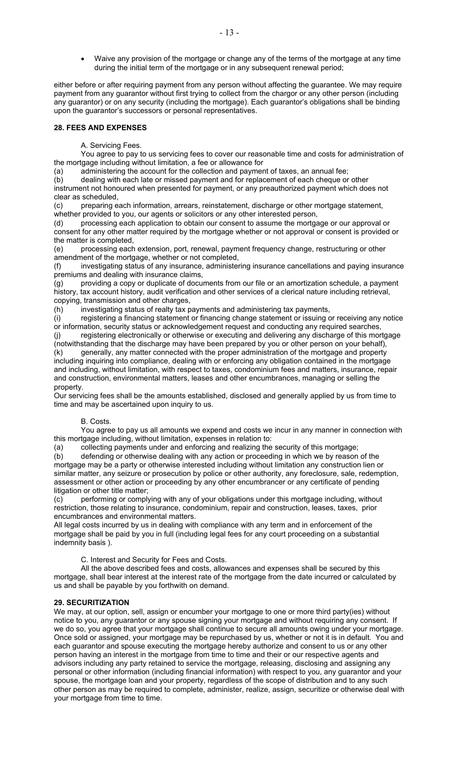- Waive any provision of the mortgage or change any of the terms of the mortgage at any time during the initial term of the mortgage or in any subsequent renewal period;

either before or after requiring payment from any person without affecting the guarantee. We may require payment from any guarantor without first trying to collect from the chargor or any other person (including any guarantor) or on any security (including the mortgage). Each guarantor's obligations shall be binding upon the guarantor's successors or personal representatives.

**28. FEES AND EXPENSES**

A. Servicing Fees.

You agree to pay to us servicing fees to cover our reasonable time and costs for administration of the mortgage including without limitation, a fee or allowance for

(a) administering the account for the collection and payment of taxes, an annual fee;

(b) dealing with each late or missed payment and for replacement of each cheque or other instrument not honoured when presented for payment, or any preauthorized payment which does not clear as scheduled,

(c) preparing each information, arrears, reinstatement, discharge or other mortgage statement, whether provided to you, our agents or solicitors or any other interested person,

(d) processing each application to obtain our consent to assume the mortgage or our approval or consent for any other matter required by the mortgage whether or not approval or consent is provided or the matter is completed,

(e) processing each extension, port, renewal, payment frequency change, restructuring or other amendment of the mortgage, whether or not completed,

(f) investigating status of any insurance, administering insurance cancellations and paying insurance premiums and dealing with insurance claims,

(g) providing a copy or duplicate of documents from our file or an amortization schedule, a payment history, tax account history, audit verification and other services of a clerical nature including retrieval, copying, transmission and other charges,

(h) investigating status of realty tax payments and administering tax payments,

(i) registering a financing statement or financing change statement or issuing or receiving any notice or information, security status or acknowledgement request and conducting any required searches,

(j) registering electronically or otherwise or executing and delivering any discharge of this mortgage (notwithstanding that the discharge may have been prepared by you or other person on your behalf),

(k) generally, any matter connected with the proper administration of the mortgage and property including inquiring into compliance, dealing with or enforcing any obligation contained in the mortgage and including, without limitation, with respect to taxes, condominium fees and matters, insurance, repair and construction, environmental matters, leases and other encumbrances, managing or selling the property.

Our servicing fees shall be the amounts established, disclosed and generally applied by us from time to time and may be ascertained upon inquiry to us.

B. Costs.

You agree to pay us all amounts we expend and costs we incur in any manner in connection with this mortgage including, without limitation, expenses in relation to:

(a) collecting payments under and enforcing and realizing the security of this mortgage;

(b) defending or otherwise dealing with any action or proceeding in which we by reason of the mortgage may be a party or otherwise interested including without limitation any construction lien or similar matter, any seizure or prosecution by police or other authority, any foreclosure, sale, redemption, assessment or other action or proceeding by any other encumbrancer or any certificate of pending litigation or other title matter;

(c) performing or complying with any of our obligations under this mortgage including, without restriction, those relating to insurance, condominium, repair and construction, leases, taxes, prior encumbrances and environmental matters.

All legal costs incurred by us in dealing with compliance with any term and in enforcement of the mortgage shall be paid by you in full (including legal fees for any court proceeding on a substantial indemnity basis ).

C. Interest and Security for Fees and Costs.

All the above described fees and costs, allowances and expenses shall be secured by this mortgage, shall bear interest at the interest rate of the mortgage from the date incurred or calculated by us and shall be payable by you forthwith on demand.

**29. SECURITIZATION**

We may, at our option, sell, assign or encumber your mortgage to one or more third party(ies) without notice to you, any guarantor or any spouse signing your mortgage and without requiring any consent. If we do so, you agree that your mortgage shall continue to secure all amounts owing under your mortgage. Once sold or assigned, your mortgage may be repurchased by us, whether or not it is in default. You and each guarantor and spouse executing the mortgage hereby authorize and consent to us or any other person having an interest in the mortgage from time to time and their or our respective agents and advisors including any party retained to service the mortgage, releasing, disclosing and assigning any personal or other information (including financial information) with respect to you, any guarantor and your spouse, the mortgage loan and your property, regardless of the scope of distribution and to any such other person as may be required to complete, administer, realize, assign, securitize or otherwise deal with your mortgage from time to time.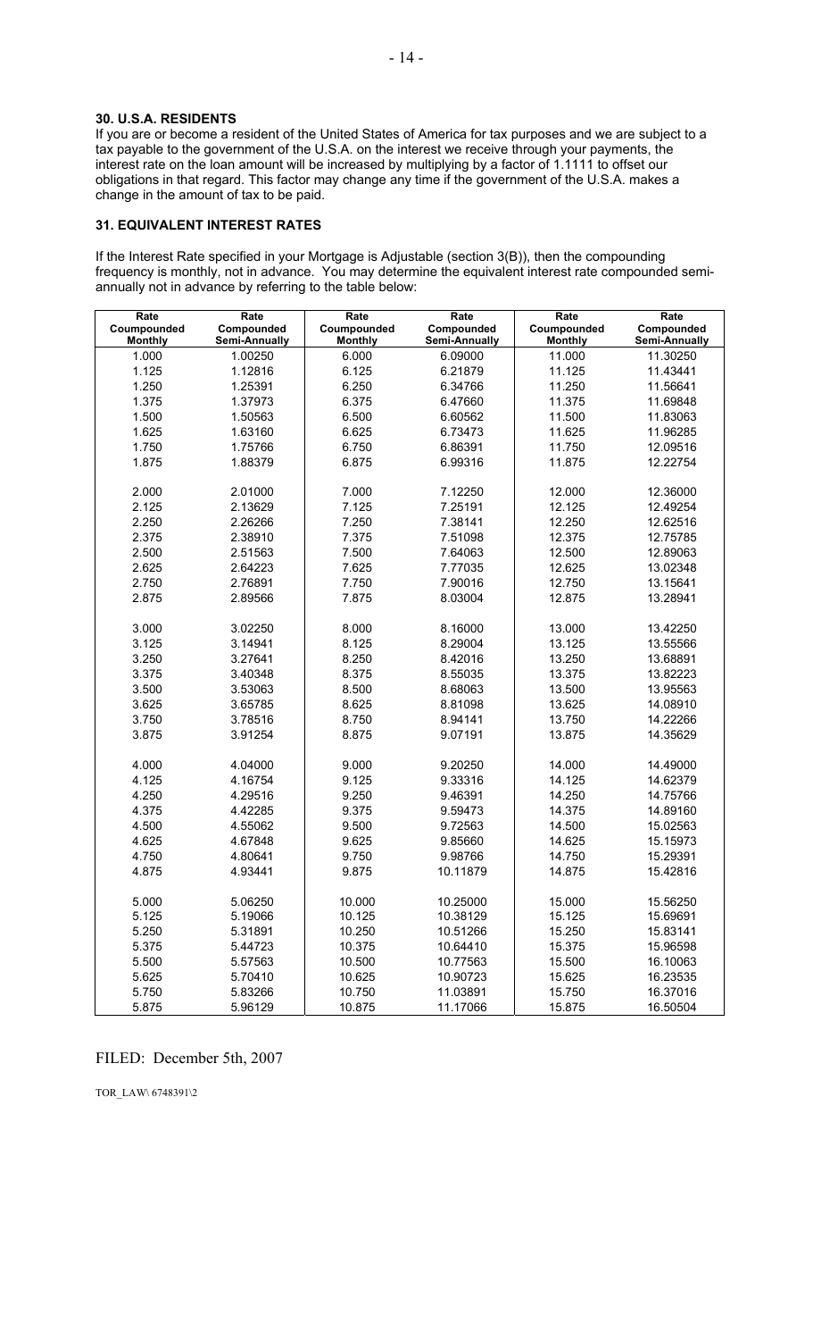**30. U.S.A. RESIDENTS**

If you are or become a resident of the United States of America for tax purposes and we are subject to a tax payable to the government of the U.S.A. on the interest we receive through your payments, the interest rate on the loan amount will be increased by multiplying by a factor of 1.1111 to offset our obligations in that regard. This factor may change any time if the government of the U.S.A. makes a change in the amount of tax to be paid.

**31. EQUIVALENT INTEREST RATES**

If the Interest Rate specified in your Mortgage is Adjustable (section 3(B)), then the compounding frequency is monthly, not in advance. You may determine the equivalent interest rate compounded semi-annually not in advance by referring to the table below:

| Rate Coumpounded Monthly | Rate Compounded Semi-Annually | Rate Coumpounded Monthly | Rate Compounded Semi-Annually | Rate Coumpounded Monthly | Rate Compounded Semi-Annually |
|---|---|---|---|---|---|
| 1.000 | 1.00250 | 6.000 | 6.09000 | 11.000 | 11.30250 |
| 1.125 | 1.12816 | 6.125 | 6.21879 | 11.125 | 11.43441 |
| 1.250 | 1.25391 | 6.250 | 6.34766 | 11.250 | 11.56641 |
| 1.375 | 1.37973 | 6.375 | 6.47660 | 11.375 | 11.69848 |
| 1.500 | 1.50563 | 6.500 | 6.60562 | 11.500 | 11.83063 |
| 1.625 | 1.63160 | 6.625 | 6.73473 | 11.625 | 11.96285 |
| 1.750 | 1.75766 | 6.750 | 6.86391 | 11.750 | 12.09516 |
| 1.875 | 1.88379 | 6.875 | 6.99316 | 11.875 | 12.22754 |
| 2.000 | 2.01000 | 7.000 | 7.12250 | 12.000 | 12.36000 |
| 2.125 | 2.13629 | 7.125 | 7.25191 | 12.125 | 12.49254 |
| 2.250 | 2.26266 | 7.250 | 7.38141 | 12.250 | 12.62516 |
| 2.375 | 2.38910 | 7.375 | 7.51098 | 12.375 | 12.75785 |
| 2.500 | 2.51563 | 7.500 | 7.64063 | 12.500 | 12.89063 |
| 2.625 | 2.64223 | 7.625 | 7.77035 | 12.625 | 13.02348 |
| 2.750 | 2.76891 | 7.750 | 7.90016 | 12.750 | 13.15641 |
| 2.875 | 2.89566 | 7.875 | 8.03004 | 12.875 | 13.28941 |
| 3.000 | 3.02250 | 8.000 | 8.16000 | 13.000 | 13.42250 |
| 3.125 | 3.14941 | 8.125 | 8.29004 | 13.125 | 13.55566 |
| 3.250 | 3.27641 | 8.250 | 8.42016 | 13.250 | 13.68891 |
| 3.375 | 3.40348 | 8.375 | 8.55035 | 13.375 | 13.82223 |
| 3.500 | 3.53063 | 8.500 | 8.68063 | 13.500 | 13.95563 |
| 3.625 | 3.65785 | 8.625 | 8.81098 | 13.625 | 14.08910 |
| 3.750 | 3.78516 | 8.750 | 8.94141 | 13.750 | 14.22266 |
| 3.875 | 3.91254 | 8.875 | 9.07191 | 13.875 | 14.35629 |
| 4.000 | 4.04000 | 9.000 | 9.20250 | 14.000 | 14.49000 |
| 4.125 | 4.16754 | 9.125 | 9.33316 | 14.125 | 14.62379 |
| 4.250 | 4.29516 | 9.250 | 9.46391 | 14.250 | 14.75766 |
| 4.375 | 4.42285 | 9.375 | 9.59473 | 14.375 | 14.89160 |
| 4.500 | 4.55062 | 9.500 | 9.72563 | 14.500 | 15.02563 |
| 4.625 | 4.67848 | 9.625 | 9.85660 | 14.625 | 15.15973 |
| 4.750 | 4.80641 | 9.750 | 9.98766 | 14.750 | 15.29391 |
| 4.875 | 4.93441 | 9.875 | 10.11879 | 14.875 | 15.42816 |
| 5.000 | 5.06250 | 10.000 | 10.25000 | 15.000 | 15.56250 |
| 5.125 | 5.19066 | 10.125 | 10.38129 | 15.125 | 15.69691 |
| 5.250 | 5.31891 | 10.250 | 10.51266 | 15.250 | 15.83141 |
| 5.375 | 5.44723 | 10.375 | 10.64410 | 15.375 | 15.96598 |
| 5.500 | 5.57563 | 10.500 | 10.77563 | 15.500 | 16.10063 |
| 5.625 | 5.70410 | 10.625 | 10.90723 | 15.625 | 16.23535 |
| 5.750 | 5.83266 | 10.750 | 11.03891 | 15.750 | 16.37016 |
| 5.875 | 5.96129 | 10.875 | 11.17066 | 15.875 | 16.50504 |

FILED: December 5th, 2007

TOR_LAW\ 6748391\2